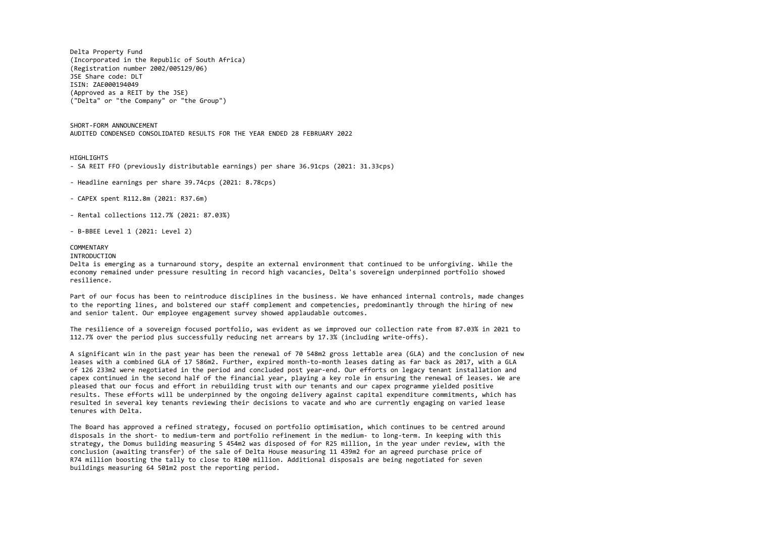Delta Property Fund
(Incorporated in the Republic of South Africa)
(Registration number 2002/005129/06)
JSE Share code: DLT
ISIN: ZAE000194049
(Approved as a REIT by the JSE)
("Delta" or "the Company" or "the Group")

SHORT-FORM ANNOUNCEMENT
AUDITED CONDENSED CONSOLIDATED RESULTS FOR THE YEAR ENDED 28 FEBRUARY 2022

## HIGHLIGHTS

- SA REIT FFO (previously distributable earnings) per share 36.91cps (2021: 31.33cps)
- Headline earnings per share 39.74cps (2021: 8.78cps)
- CAPEX spent R112.8m (2021: R37.6m)
- Rental collections 112.7% (2021: 87.03%)
- B-BBEE Level 1 (2021: Level 2)

## COMMENTARY

### INTRODUCTION

Delta is emerging as a turnaround story, despite an external environment that continued to be unforgiving. While the economy remained under pressure resulting in record high vacancies, Delta's sovereign underpinned portfolio showed resilience.

Part of our focus has been to reintroduce disciplines in the business. We have enhanced internal controls, made changes to the reporting lines, and bolstered our staff complement and competencies, predominantly through the hiring of new and senior talent. Our employee engagement survey showed applaudable outcomes.

The resilience of a sovereign focused portfolio, was evident as we improved our collection rate from 87.03% in 2021 to 112.7% over the period plus successfully reducing net arrears by 17.3% (including write-offs).

A significant win in the past year has been the renewal of 70 548m2 gross lettable area (GLA) and the conclusion of new leases with a combined GLA of 17 586m2. Further, expired month-to-month leases dating as far back as 2017, with a GLA of 126 233m2 were negotiated in the period and concluded post year-end. Our efforts on legacy tenant installation and capex continued in the second half of the financial year, playing a key role in ensuring the renewal of leases. We are pleased that our focus and effort in rebuilding trust with our tenants and our capex programme yielded positive results. These efforts will be underpinned by the ongoing delivery against capital expenditure commitments, which has resulted in several key tenants reviewing their decisions to vacate and who are currently engaging on varied lease tenures with Delta.

The Board has approved a refined strategy, focused on portfolio optimisation, which continues to be centred around disposals in the short- to medium-term and portfolio refinement in the medium- to long-term. In keeping with this strategy, the Domus building measuring 5 454m2 was disposed of for R25 million, in the year under review, with the conclusion (awaiting transfer) of the sale of Delta House measuring 11 439m2 for an agreed purchase price of R74 million boosting the tally to close to R100 million. Additional disposals are being negotiated for seven buildings measuring 64 501m2 post the reporting period.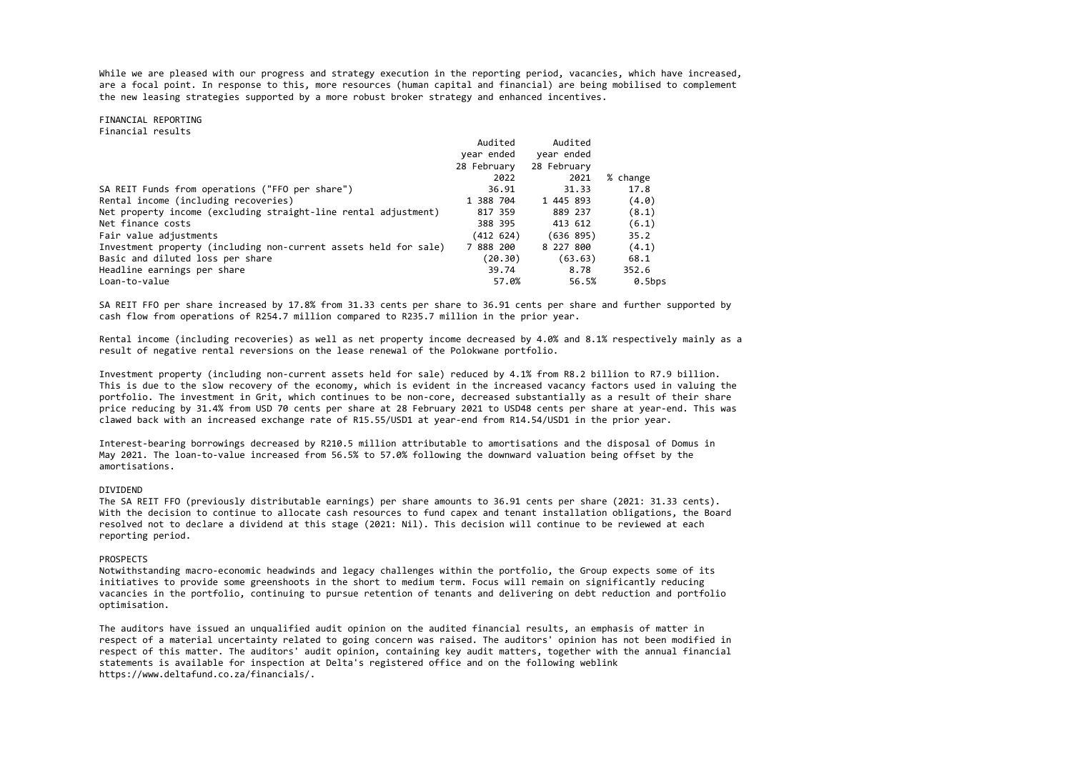While we are pleased with our progress and strategy execution in the reporting period, vacancies, which have increased, are a focal point. In response to this, more resources (human capital and financial) are being mobilised to complement the new leasing strategies supported by a more robust broker strategy and enhanced incentives.

## FINANCIAL REPORTING

### Financial results

| | Audited year ended 28 February 2022 | Audited year ended 28 February 2021 | % change |
|---|---|---|---|
| SA REIT Funds from operations ("FFO per share") | 36.91 | 31.33 | 17.8 |
| Rental income (including recoveries) | 1 388 704 | 1 445 893 | (4.0) |
| Net property income (excluding straight-line rental adjustment) | 817 359 | 889 237 | (8.1) |
| Net finance costs | 388 395 | 413 612 | (6.1) |
| Fair value adjustments | (412 624) | (636 895) | 35.2 |
| Investment property (including non-current assets held for sale) | 7 888 200 | 8 227 800 | (4.1) |
| Basic and diluted loss per share | (20.30) | (63.63) | 68.1 |
| Headline earnings per share | 39.74 | 8.78 | 352.6 |
| Loan-to-value | 57.0% | 56.5% | 0.5bps |

SA REIT FFO per share increased by 17.8% from 31.33 cents per share to 36.91 cents per share and further supported by cash flow from operations of R254.7 million compared to R235.7 million in the prior year.

Rental income (including recoveries) as well as net property income decreased by 4.0% and 8.1% respectively mainly as a result of negative rental reversions on the lease renewal of the Polokwane portfolio.

Investment property (including non-current assets held for sale) reduced by 4.1% from R8.2 billion to R7.9 billion. This is due to the slow recovery of the economy, which is evident in the increased vacancy factors used in valuing the portfolio. The investment in Grit, which continues to be non-core, decreased substantially as a result of their share price reducing by 31.4% from USD 70 cents per share at 28 February 2021 to USD48 cents per share at year-end. This was clawed back with an increased exchange rate of R15.55/USD1 at year-end from R14.54/USD1 in the prior year.

Interest-bearing borrowings decreased by R210.5 million attributable to amortisations and the disposal of Domus in May 2021. The loan-to-value increased from 56.5% to 57.0% following the downward valuation being offset by the amortisations.

## DIVIDEND

The SA REIT FFO (previously distributable earnings) per share amounts to 36.91 cents per share (2021: 31.33 cents). With the decision to continue to allocate cash resources to fund capex and tenant installation obligations, the Board resolved not to declare a dividend at this stage (2021: Nil). This decision will continue to be reviewed at each reporting period.

## PROSPECTS

Notwithstanding macro-economic headwinds and legacy challenges within the portfolio, the Group expects some of its initiatives to provide some greenshoots in the short to medium term. Focus will remain on significantly reducing vacancies in the portfolio, continuing to pursue retention of tenants and delivering on debt reduction and portfolio optimisation.

The auditors have issued an unqualified audit opinion on the audited financial results, an emphasis of matter in respect of a material uncertainty related to going concern was raised. The auditors' opinion has not been modified in respect of this matter. The auditors' audit opinion, containing key audit matters, together with the annual financial statements is available for inspection at Delta's registered office and on the following weblink https://www.deltafund.co.za/financials/.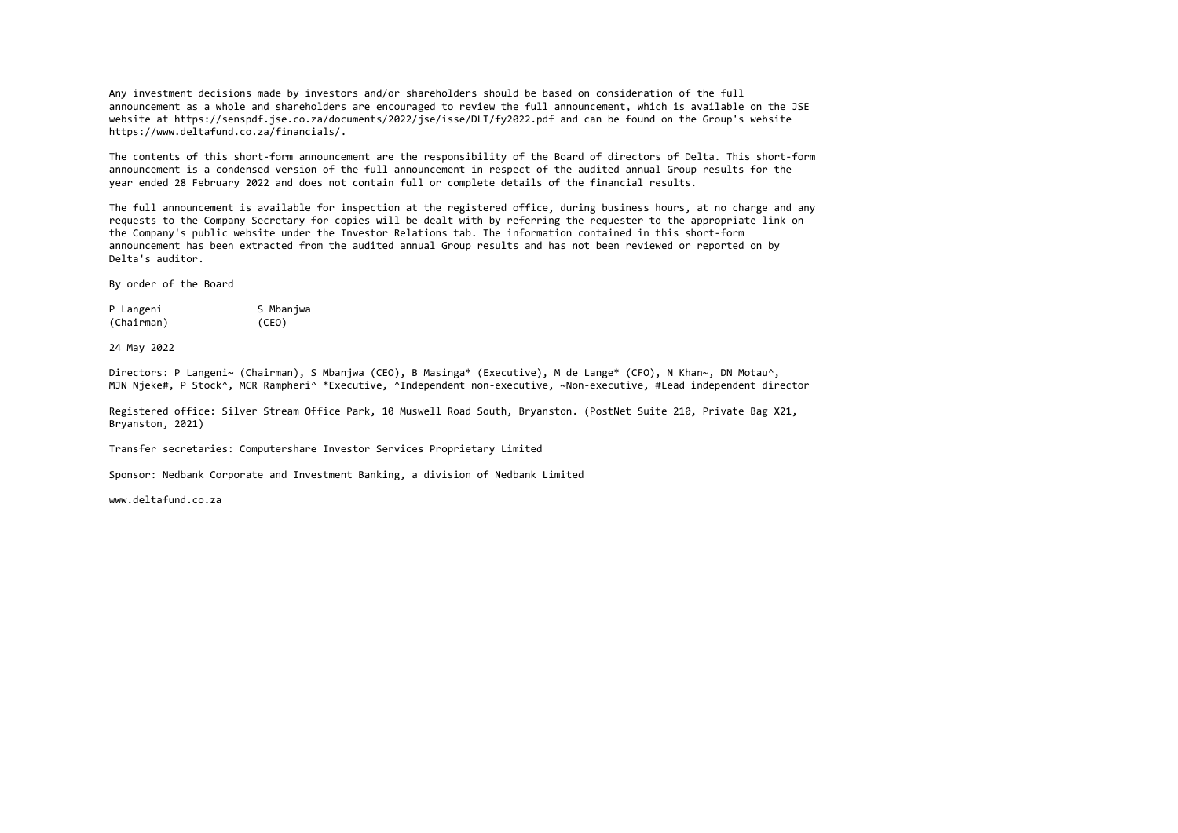Any investment decisions made by investors and/or shareholders should be based on consideration of the full announcement as a whole and shareholders are encouraged to review the full announcement, which is available on the JSE website at https://senspdf.jse.co.za/documents/2022/jse/isse/DLT/fy2022.pdf and can be found on the Group's website https://www.deltafund.co.za/financials/.

The contents of this short-form announcement are the responsibility of the Board of directors of Delta. This short-form announcement is a condensed version of the full announcement in respect of the audited annual Group results for the year ended 28 February 2022 and does not contain full or complete details of the financial results.

The full announcement is available for inspection at the registered office, during business hours, at no charge and any requests to the Company Secretary for copies will be dealt with by referring the requester to the appropriate link on the Company's public website under the Investor Relations tab. The information contained in this short-form announcement has been extracted from the audited annual Group results and has not been reviewed or reported on by Delta's auditor.

By order of the Board

P Langeni (Chairman)

S Mbanjwa (CEO)

24 May 2022

Directors: P Langeni~ (Chairman), S Mbanjwa (CEO), B Masinga* (Executive), M de Lange* (CFO), N Khan~, DN Motau^, MJN Njeke#, P Stock^, MCR Rampheri^ *Executive, ^Independent non-executive, ~Non-executive, #Lead independent director

Registered office: Silver Stream Office Park, 10 Muswell Road South, Bryanston. (PostNet Suite 210, Private Bag X21, Bryanston, 2021)

Transfer secretaries: Computershare Investor Services Proprietary Limited

Sponsor: Nedbank Corporate and Investment Banking, a division of Nedbank Limited

www.deltafund.co.za